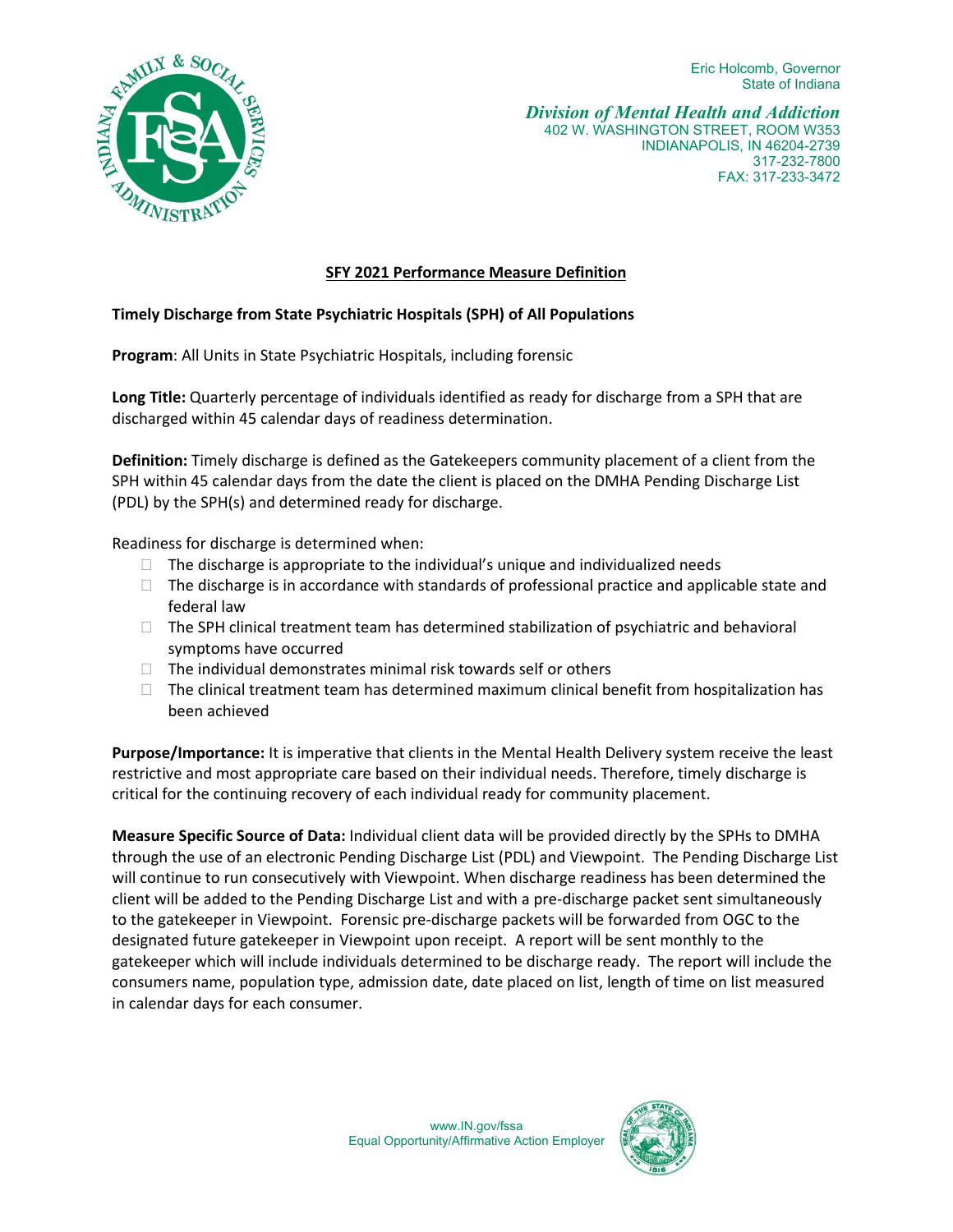Eric Holcomb, Governor
State of Indiana

*Division of Mental Health and Addiction*
402 W. WASHINGTON STREET, ROOM W353
INDIANAPOLIS, IN 46204-2739
317-232-7800
FAX: 317-233-3472

## SFY 2021 Performance Measure Definition

**Timely Discharge from State Psychiatric Hospitals (SPH) of All Populations**

**Program**: All Units in State Psychiatric Hospitals, including forensic

**Long Title:** Quarterly percentage of individuals identified as ready for discharge from a SPH that are discharged within 45 calendar days of readiness determination.

**Definition:** Timely discharge is defined as the Gatekeepers community placement of a client from the SPH within 45 calendar days from the date the client is placed on the DMHA Pending Discharge List (PDL) by the SPH(s) and determined ready for discharge.

Readiness for discharge is determined when:

- The discharge is appropriate to the individual's unique and individualized needs
- The discharge is in accordance with standards of professional practice and applicable state and federal law
- The SPH clinical treatment team has determined stabilization of psychiatric and behavioral symptoms have occurred
- The individual demonstrates minimal risk towards self or others
- The clinical treatment team has determined maximum clinical benefit from hospitalization has been achieved

**Purpose/Importance:** It is imperative that clients in the Mental Health Delivery system receive the least restrictive and most appropriate care based on their individual needs. Therefore, timely discharge is critical for the continuing recovery of each individual ready for community placement.

**Measure Specific Source of Data:** Individual client data will be provided directly by the SPHs to DMHA through the use of an electronic Pending Discharge List (PDL) and Viewpoint. The Pending Discharge List will continue to run consecutively with Viewpoint. When discharge readiness has been determined the client will be added to the Pending Discharge List and with a pre-discharge packet sent simultaneously to the gatekeeper in Viewpoint. Forensic pre-discharge packets will be forwarded from OGC to the designated future gatekeeper in Viewpoint upon receipt. A report will be sent monthly to the gatekeeper which will include individuals determined to be discharge ready. The report will include the consumers name, population type, admission date, date placed on list, length of time on list measured in calendar days for each consumer.

www.IN.gov/fssa
Equal Opportunity/Affirmative Action Employer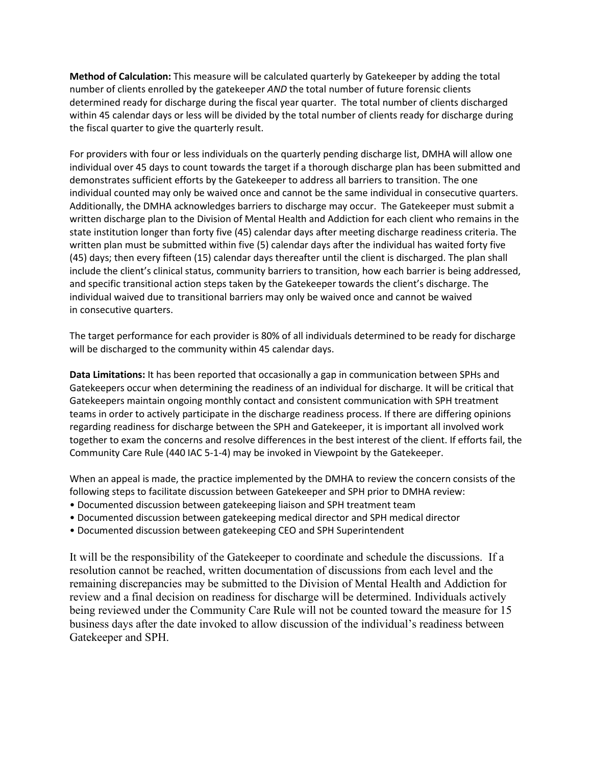**Method of Calculation:** This measure will be calculated quarterly by Gatekeeper by adding the total number of clients enrolled by the gatekeeper *AND* the total number of future forensic clients determined ready for discharge during the fiscal year quarter. The total number of clients discharged within 45 calendar days or less will be divided by the total number of clients ready for discharge during the fiscal quarter to give the quarterly result.

For providers with four or less individuals on the quarterly pending discharge list, DMHA will allow one individual over 45 days to count towards the target if a thorough discharge plan has been submitted and demonstrates sufficient efforts by the Gatekeeper to address all barriers to transition. The one individual counted may only be waived once and cannot be the same individual in consecutive quarters. Additionally, the DMHA acknowledges barriers to discharge may occur. The Gatekeeper must submit a written discharge plan to the Division of Mental Health and Addiction for each client who remains in the state institution longer than forty five (45) calendar days after meeting discharge readiness criteria. The written plan must be submitted within five (5) calendar days after the individual has waited forty five (45) days; then every fifteen (15) calendar days thereafter until the client is discharged. The plan shall include the client's clinical status, community barriers to transition, how each barrier is being addressed, and specific transitional action steps taken by the Gatekeeper towards the client's discharge. The individual waived due to transitional barriers may only be waived once and cannot be waived in consecutive quarters.

The target performance for each provider is 80% of all individuals determined to be ready for discharge will be discharged to the community within 45 calendar days.

**Data Limitations:** It has been reported that occasionally a gap in communication between SPHs and Gatekeepers occur when determining the readiness of an individual for discharge. It will be critical that Gatekeepers maintain ongoing monthly contact and consistent communication with SPH treatment teams in order to actively participate in the discharge readiness process. If there are differing opinions regarding readiness for discharge between the SPH and Gatekeeper, it is important all involved work together to exam the concerns and resolve differences in the best interest of the client. If efforts fail, the Community Care Rule (440 IAC 5-1-4) may be invoked in Viewpoint by the Gatekeeper.

When an appeal is made, the practice implemented by the DMHA to review the concern consists of the following steps to facilitate discussion between Gatekeeper and SPH prior to DMHA review:

- Documented discussion between gatekeeping liaison and SPH treatment team
- Documented discussion between gatekeeping medical director and SPH medical director
- Documented discussion between gatekeeping CEO and SPH Superintendent

It will be the responsibility of the Gatekeeper to coordinate and schedule the discussions. If a resolution cannot be reached, written documentation of discussions from each level and the remaining discrepancies may be submitted to the Division of Mental Health and Addiction for review and a final decision on readiness for discharge will be determined. Individuals actively being reviewed under the Community Care Rule will not be counted toward the measure for 15 business days after the date invoked to allow discussion of the individual's readiness between Gatekeeper and SPH.